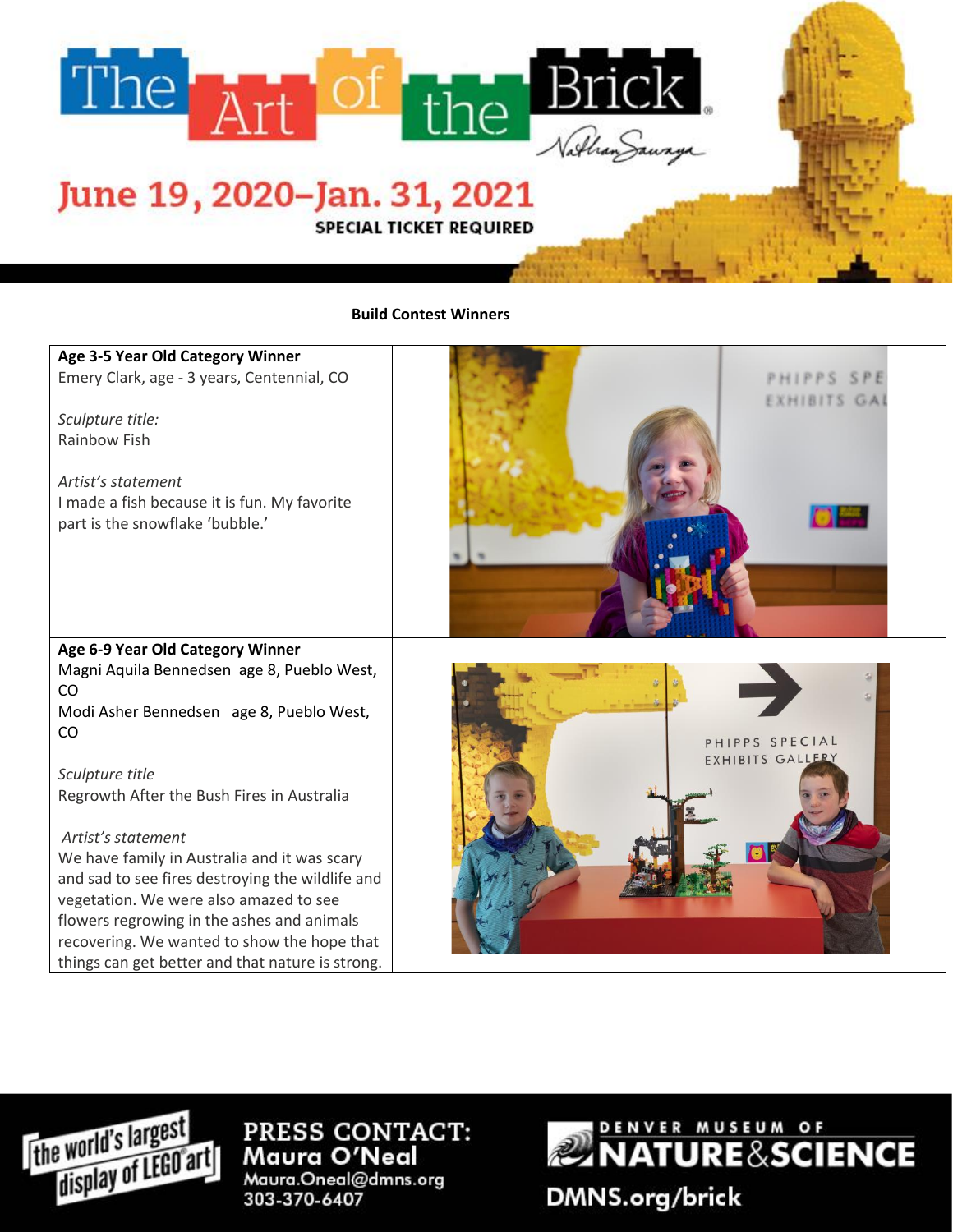# The Art of the Brick

Nathan Sawaya

## June 19, 2020–Jan. 31, 2021

SPECIAL TICKET REQUIRED

**Build Contest Winners**

**Age 3-5 Year Old Category Winner**
Emery Clark, age - 3 years, Centennial, CO

*Sculpture title:*
Rainbow Fish

*Artist's statement*
I made a fish because it is fun. My favorite part is the snowflake 'bubble.'

**Age 6-9 Year Old Category Winner**
Magni Aquila Bennedsen age 8, Pueblo West, CO
Modi Asher Bennedsen age 8, Pueblo West, CO

*Sculpture title*
Regrowth After the Bush Fires in Australia

*Artist's statement*
We have family in Australia and it was scary and sad to see fires destroying the wildlife and vegetation. We were also amazed to see flowers regrowing in the ashes and animals recovering. We wanted to show the hope that things can get better and that nature is strong.

the world's largest display of LEGO art

**PRESS CONTACT:**
**Maura O'Neal**
Maura.Oneal@dmns.org
303-370-6407

DENVER MUSEUM OF NATURE & SCIENCE
DMNS.org/brick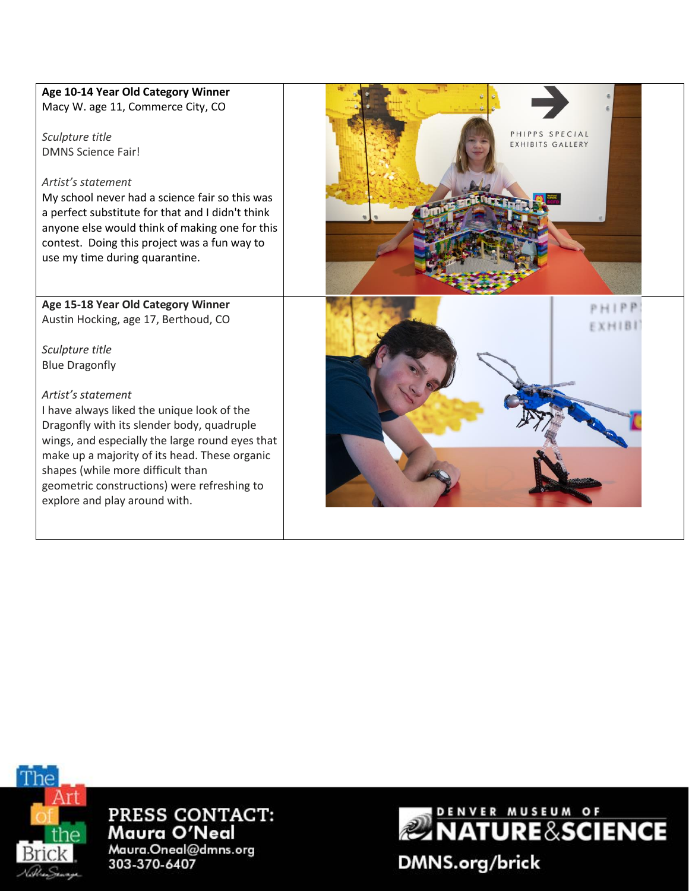**Age 10-14 Year Old Category Winner**
Macy W. age 11, Commerce City, CO

*Sculpture title*
DMNS Science Fair!

*Artist's statement*
My school never had a science fair so this was a perfect substitute for that and I didn't think anyone else would think of making one for this contest. Doing this project was a fun way to use my time during quarantine.

**Age 15-18 Year Old Category Winner**
Austin Hocking, age 17, Berthoud, CO

*Sculpture title*
Blue Dragonfly

*Artist's statement*
I have always liked the unique look of the Dragonfly with its slender body, quadruple wings, and especially the large round eyes that make up a majority of its head. These organic shapes (while more difficult than geometric constructions) were refreshing to explore and play around with.

PRESS CONTACT:
Maura O'Neal
Maura.Oneal@dmns.org
303-370-6407

DMNS.org/brick